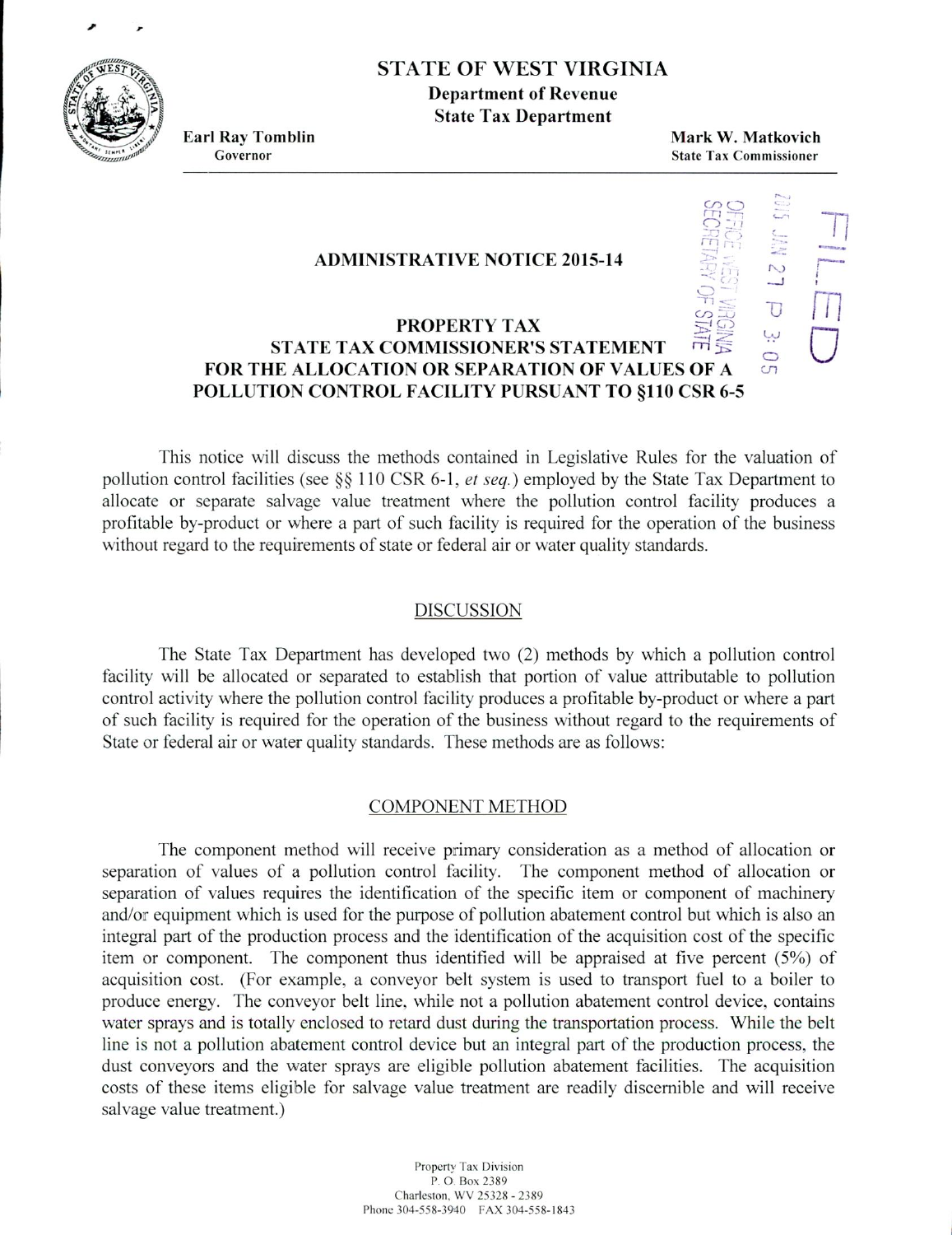# STATE OF WEST VIRGINIA

**Department of Revenue**
**State Tax Department**

**Earl Ray Tomblin**
Governor

**Mark W. Matkovich**
State Tax Commissioner

FILED

2015 JAN 27 P 3:05

OFFICE WEST VIRGINIA
SECRETARY OF STATE

## ADMINISTRATIVE NOTICE 2015-14

## PROPERTY TAX
## STATE TAX COMMISSIONER'S STATEMENT FOR THE ALLOCATION OR SEPARATION OF VALUES OF A POLLUTION CONTROL FACILITY PURSUANT TO §110 CSR 6-5

This notice will discuss the methods contained in Legislative Rules for the valuation of pollution control facilities (see §§ 110 CSR 6-1, *et seq.*) employed by the State Tax Department to allocate or separate salvage value treatment where the pollution control facility produces a profitable by-product or where a part of such facility is required for the operation of the business without regard to the requirements of state or federal air or water quality standards.

### DISCUSSION

The State Tax Department has developed two (2) methods by which a pollution control facility will be allocated or separated to establish that portion of value attributable to pollution control activity where the pollution control facility produces a profitable by-product or where a part of such facility is required for the operation of the business without regard to the requirements of State or federal air or water quality standards. These methods are as follows:

### COMPONENT METHOD

The component method will receive primary consideration as a method of allocation or separation of values of a pollution control facility. The component method of allocation or separation of values requires the identification of the specific item or component of machinery and/or equipment which is used for the purpose of pollution abatement control but which is also an integral part of the production process and the identification of the acquisition cost of the specific item or component. The component thus identified will be appraised at five percent (5%) of acquisition cost. (For example, a conveyor belt system is used to transport fuel to a boiler to produce energy. The conveyor belt line, while not a pollution abatement control device, contains water sprays and is totally enclosed to retard dust during the transportation process. While the belt line is not a pollution abatement control device but an integral part of the production process, the dust conveyors and the water sprays are eligible pollution abatement facilities. The acquisition costs of these items eligible for salvage value treatment are readily discernible and will receive salvage value treatment.)

Property Tax Division
P. O. Box 2389
Charleston, WV 25328 - 2389
Phone 304-558-3940 FAX 304-558-1843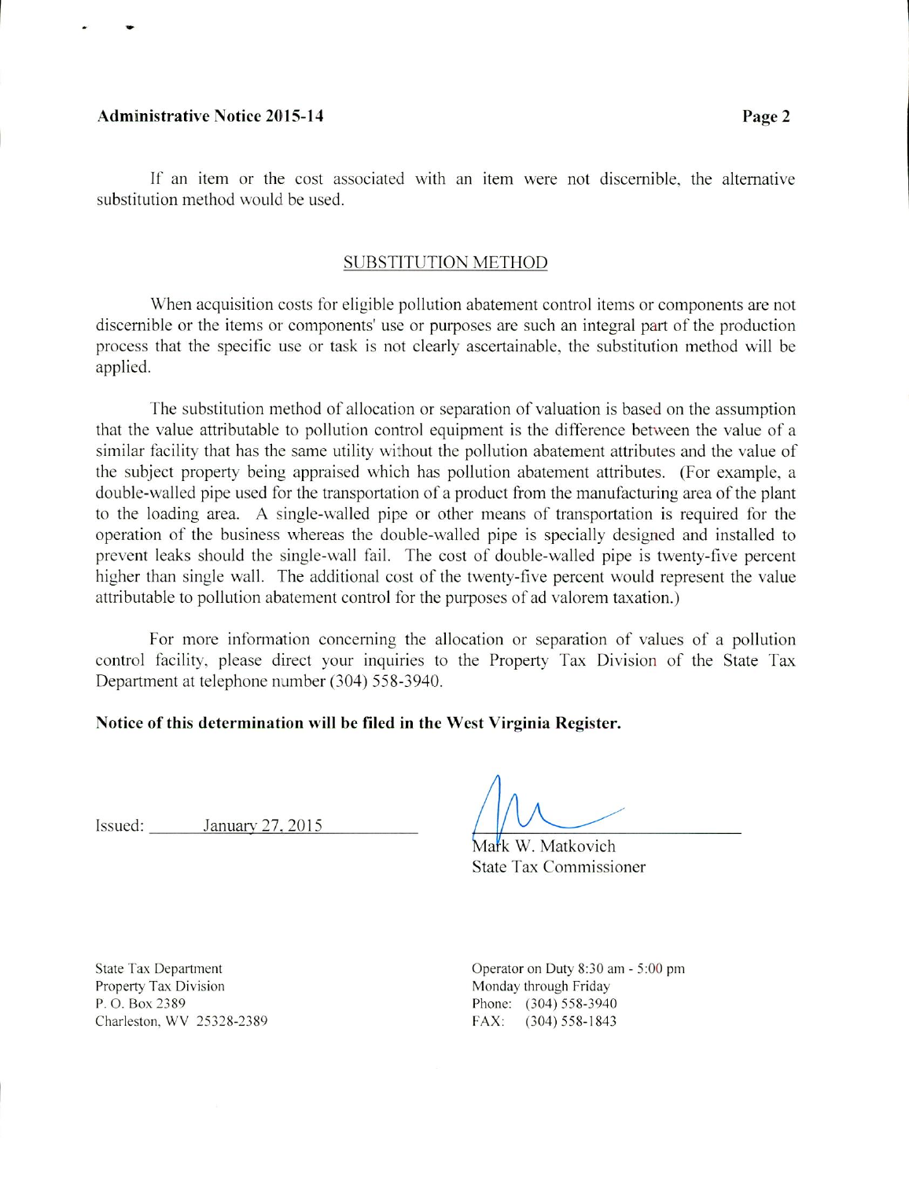If an item or the cost associated with an item were not discernible, the alternative substitution method would be used.

## SUBSTITUTION METHOD

When acquisition costs for eligible pollution abatement control items or components are not discernible or the items or components' use or purposes are such an integral part of the production process that the specific use or task is not clearly ascertainable, the substitution method will be applied.

The substitution method of allocation or separation of valuation is based on the assumption that the value attributable to pollution control equipment is the difference between the value of a similar facility that has the same utility without the pollution abatement attributes and the value of the subject property being appraised which has pollution abatement attributes. (For example, a double-walled pipe used for the transportation of a product from the manufacturing area of the plant to the loading area. A single-walled pipe or other means of transportation is required for the operation of the business whereas the double-walled pipe is specially designed and installed to prevent leaks should the single-wall fail. The cost of double-walled pipe is twenty-five percent higher than single wall. The additional cost of the twenty-five percent would represent the value attributable to pollution abatement control for the purposes of ad valorem taxation.)

For more information concerning the allocation or separation of values of a pollution control facility, please direct your inquiries to the Property Tax Division of the State Tax Department at telephone number (304) 558-3940.

**Notice of this determination will be filed in the West Virginia Register.**

Issued: January 27, 2015

Mark W. Matkovich
State Tax Commissioner

State Tax Department
Property Tax Division
P. O. Box 2389
Charleston, WV 25328-2389

Operator on Duty 8:30 am - 5:00 pm
Monday through Friday
Phone: (304) 558-3940
FAX: (304) 558-1843